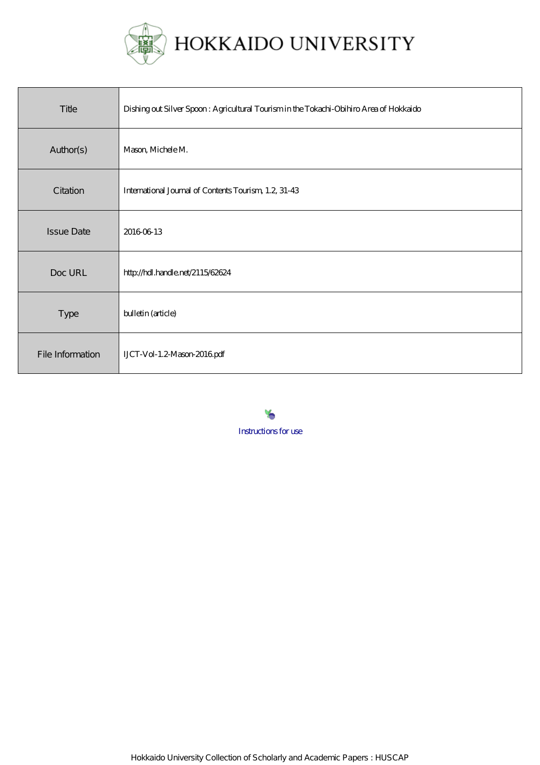# HOKKAIDO UNIVERSITY

| Title | Dishing out Silver Spoon : Agricultural Tourism in the Tokachi-Obihiro Area of Hokkaido |
|---|---|
| Author(s) | Mason, Michele M. |
| Citation | International Journal of Contents Tourism, 1.2, 31-43 |
| Issue Date | 2016-06-13 |
| Doc URL | http://hdl.handle.net/2115/62624 |
| Type | bulletin (article) |
| File Information | IJCT-Vol-1.2-Mason-2016.pdf |

Instructions for use

Hokkaido University Collection of Scholarly and Academic Papers : HUSCAP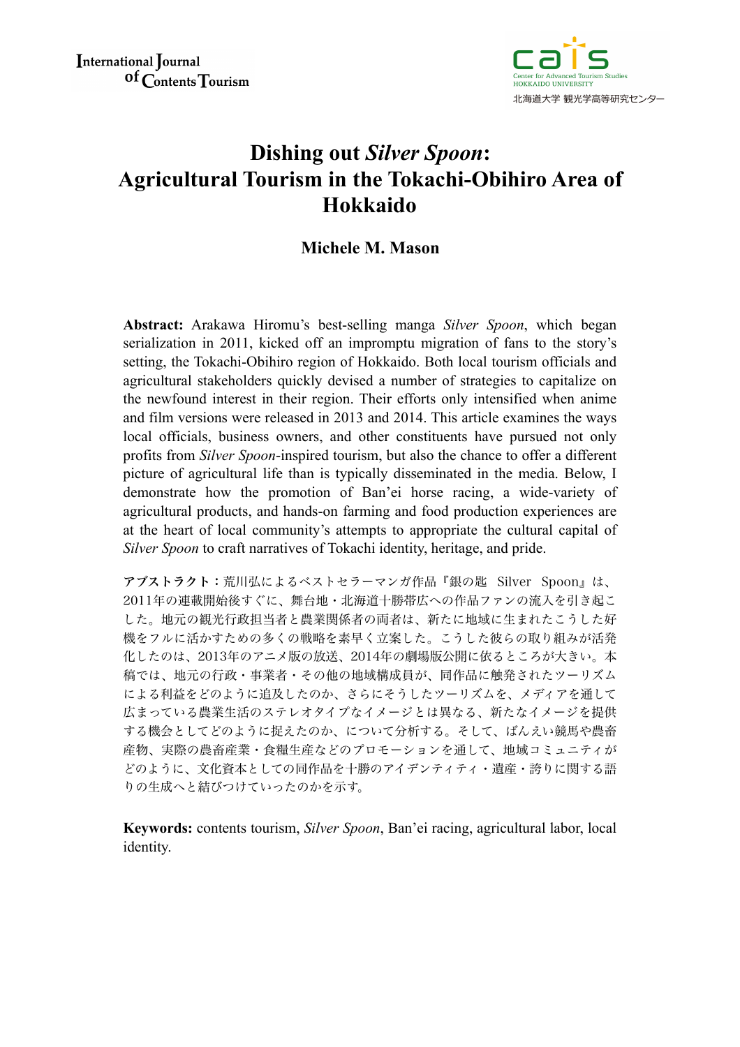# Dishing out *Silver Spoon*: Agricultural Tourism in the Tokachi-Obihiro Area of Hokkaido

**Michele M. Mason**

**Abstract:** Arakawa Hiromu's best-selling manga *Silver Spoon*, which began serialization in 2011, kicked off an impromptu migration of fans to the story's setting, the Tokachi-Obihiro region of Hokkaido. Both local tourism officials and agricultural stakeholders quickly devised a number of strategies to capitalize on the newfound interest in their region. Their efforts only intensified when anime and film versions were released in 2013 and 2014. This article examines the ways local officials, business owners, and other constituents have pursued not only profits from *Silver Spoon*-inspired tourism, but also the chance to offer a different picture of agricultural life than is typically disseminated in the media. Below, I demonstrate how the promotion of Ban'ei horse racing, a wide-variety of agricultural products, and hands-on farming and food production experiences are at the heart of local community's attempts to appropriate the cultural capital of *Silver Spoon* to craft narratives of Tokachi identity, heritage, and pride.

**アブストラクト：**荒川弘によるベストセラーマンガ作品『銀の匙　Silver　Spoon』は、2011年の連載開始後すぐに、舞台地・北海道十勝帯広への作品ファンの流入を引き起こした。地元の観光行政担当者と農業関係者の両者は、新たに地域に生まれたこうした好機をフルに活かすための多くの戦略を素早く立案した。こうした彼らの取り組みが活発化したのは、2013年のアニメ版の放送、2014年の劇場版公開に依るところが大きい。本稿では、地元の行政・事業者・その他の地域構成員が、同作品に触発されたツーリズムによる利益をどのように追及したのか、さらにそうしたツーリズムを、メディアを通して広まっている農業生活のステレオタイプなイメージとは異なる、新たなイメージを提供する機会としてどのように捉えたのか、について分析する。そして、ばんえい競馬や農畜産物、実際の農畜産業・食糧生産などのプロモーションを通して、地域コミュニティがどのように、文化資本としての同作品を十勝のアイデンティティ・遺産・誇りに関する語りの生成へと結びつけていったのかを示す。

**Keywords:** contents tourism, *Silver Spoon*, Ban'ei racing, agricultural labor, local identity.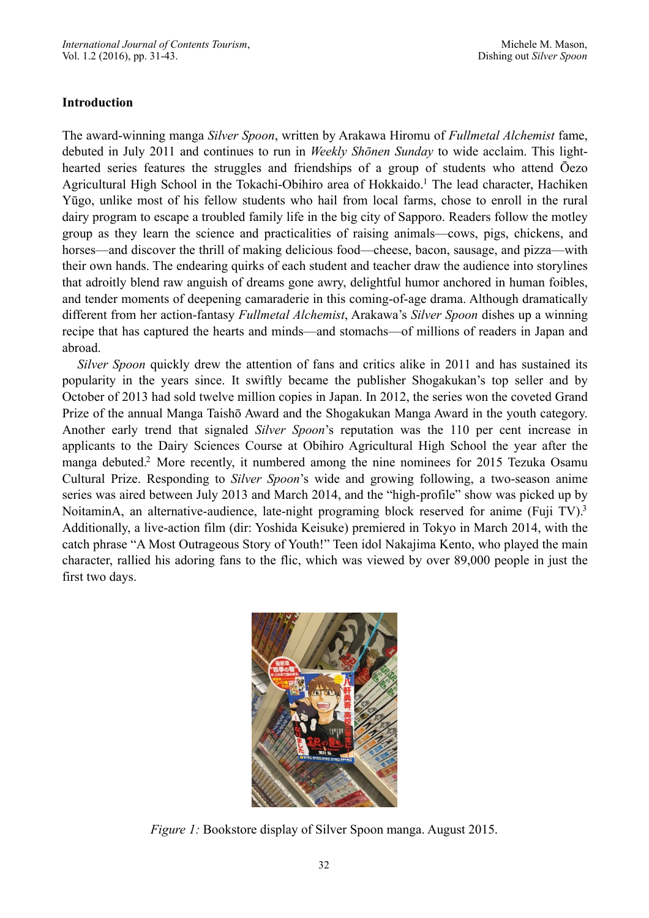## Introduction

The award-winning manga *Silver Spoon*, written by Arakawa Hiromu of *Fullmetal Alchemist* fame, debuted in July 2011 and continues to run in *Weekly Shōnen Sunday* to wide acclaim. This light-hearted series features the struggles and friendships of a group of students who attend Ōezo Agricultural High School in the Tokachi-Obihiro area of Hokkaido.[1] The lead character, Hachiken Yūgo, unlike most of his fellow students who hail from local farms, chose to enroll in the rural dairy program to escape a troubled family life in the big city of Sapporo. Readers follow the motley group as they learn the science and practicalities of raising animals—cows, pigs, chickens, and horses—and discover the thrill of making delicious food—cheese, bacon, sausage, and pizza—with their own hands. The endearing quirks of each student and teacher draw the audience into storylines that adroitly blend raw anguish of dreams gone awry, delightful humor anchored in human foibles, and tender moments of deepening camaraderie in this coming-of-age drama. Although dramatically different from her action-fantasy *Fullmetal Alchemist*, Arakawa's *Silver Spoon* dishes up a winning recipe that has captured the hearts and minds—and stomachs—of millions of readers in Japan and abroad.

*Silver Spoon* quickly drew the attention of fans and critics alike in 2011 and has sustained its popularity in the years since. It swiftly became the publisher Shogakukan's top seller and by October of 2013 had sold twelve million copies in Japan. In 2012, the series won the coveted Grand Prize of the annual Manga Taishō Award and the Shogakukan Manga Award in the youth category. Another early trend that signaled *Silver Spoon*'s reputation was the 110 per cent increase in applicants to the Dairy Sciences Course at Obihiro Agricultural High School the year after the manga debuted.[2] More recently, it numbered among the nine nominees for 2015 Tezuka Osamu Cultural Prize. Responding to *Silver Spoon*'s wide and growing following, a two-season anime series was aired between July 2013 and March 2014, and the "high-profile" show was picked up by NoitaminA, an alternative-audience, late-night programing block reserved for anime (Fuji TV).[3] Additionally, a live-action film (dir: Yoshida Keisuke) premiered in Tokyo in March 2014, with the catch phrase "A Most Outrageous Story of Youth!" Teen idol Nakajima Kento, who played the main character, rallied his adoring fans to the flic, which was viewed by over 89,000 people in just the first two days.

*Figure 1:* Bookstore display of Silver Spoon manga. August 2015.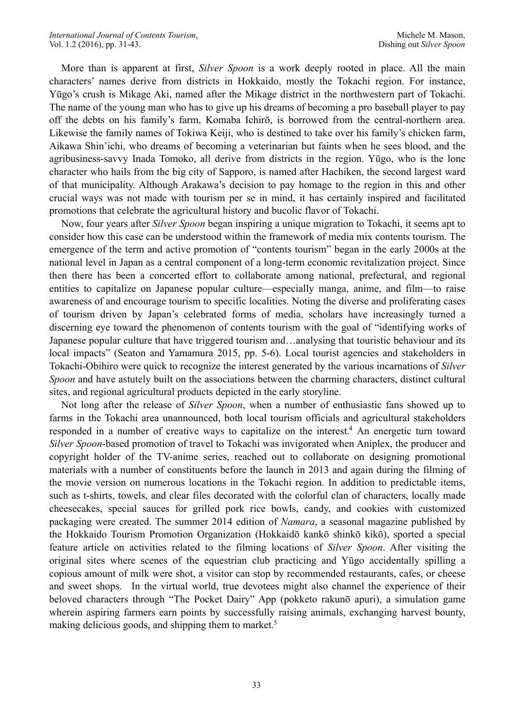More than is apparent at first, *Silver Spoon* is a work deeply rooted in place. All the main characters' names derive from districts in Hokkaido, mostly the Tokachi region. For instance, Yūgo's crush is Mikage Aki, named after the Mikage district in the northwestern part of Tokachi. The name of the young man who has to give up his dreams of becoming a pro baseball player to pay off the debts on his family's farm, Komaba Ichirō, is borrowed from the central-northern area. Likewise the family names of Tokiwa Keiji, who is destined to take over his family's chicken farm, Aikawa Shin'ichi, who dreams of becoming a veterinarian but faints when he sees blood, and the agribusiness-savvy Inada Tomoko, all derive from districts in the region. Yūgo, who is the lone character who hails from the big city of Sapporo, is named after Hachiken, the second largest ward of that municipality. Although Arakawa's decision to pay homage to the region in this and other crucial ways was not made with tourism per se in mind, it has certainly inspired and facilitated promotions that celebrate the agricultural history and bucolic flavor of Tokachi.

Now, four years after *Silver Spoon* began inspiring a unique migration to Tokachi, it seems apt to consider how this case can be understood within the framework of media mix contents tourism. The emergence of the term and active promotion of "contents tourism" began in the early 2000s at the national level in Japan as a central component of a long-term economic revitalization project. Since then there has been a concerted effort to collaborate among national, prefectural, and regional entities to capitalize on Japanese popular culture—especially manga, anime, and film—to raise awareness of and encourage tourism to specific localities. Noting the diverse and proliferating cases of tourism driven by Japan's celebrated forms of media, scholars have increasingly turned a discerning eye toward the phenomenon of contents tourism with the goal of "identifying works of Japanese popular culture that have triggered tourism and…analysing that touristic behaviour and its local impacts" (Seaton and Yamamura 2015, pp. 5-6). Local tourist agencies and stakeholders in Tokachi-Obihiro were quick to recognize the interest generated by the various incarnations of *Silver Spoon* and have astutely built on the associations between the charming characters, distinct cultural sites, and regional agricultural products depicted in the early storyline.

Not long after the release of *Silver Spoon*, when a number of enthusiastic fans showed up to farms in the Tokachi area unannounced, both local tourism officials and agricultural stakeholders responded in a number of creative ways to capitalize on the interest.[4] An energetic turn toward *Silver Spoon*-based promotion of travel to Tokachi was invigorated when Aniplex, the producer and copyright holder of the TV-anime series, reached out to collaborate on designing promotional materials with a number of constituents before the launch in 2013 and again during the filming of the movie version on numerous locations in the Tokachi region. In addition to predictable items, such as t-shirts, towels, and clear files decorated with the colorful clan of characters, locally made cheesecakes, special sauces for grilled pork rice bowls, candy, and cookies with customized packaging were created. The summer 2014 edition of *Namara*, a seasonal magazine published by the Hokkaido Tourism Promotion Organization (Hokkaidō kankō shinkō kikō), sported a special feature article on activities related to the filming locations of *Silver Spoon*. After visiting the original sites where scenes of the equestrian club practicing and Yūgo accidentally spilling a copious amount of milk were shot, a visitor can stop by recommended restaurants, cafes, or cheese and sweet shops. In the virtual world, true devotees might also channel the experience of their beloved characters through "The Pocket Dairy" App (pokketo rakunō apuri), a simulation game wherein aspiring farmers earn points by successfully raising animals, exchanging harvest bounty, making delicious goods, and shipping them to market.[5]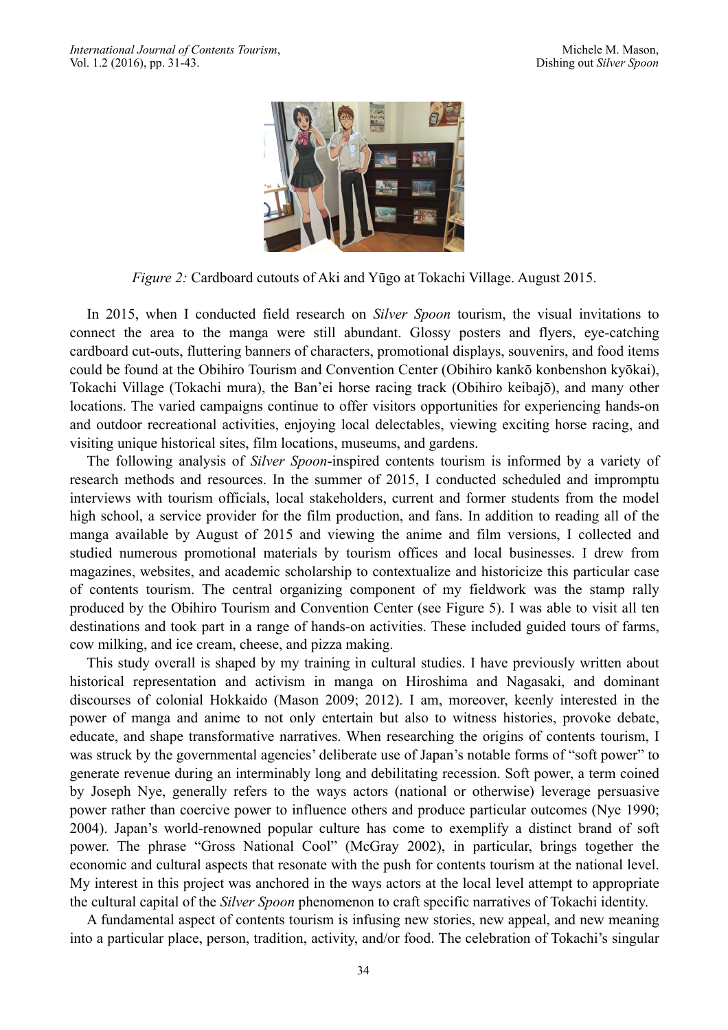*Figure 2:* Cardboard cutouts of Aki and Yūgo at Tokachi Village. August 2015.

In 2015, when I conducted field research on *Silver Spoon* tourism, the visual invitations to connect the area to the manga were still abundant. Glossy posters and flyers, eye-catching cardboard cut-outs, fluttering banners of characters, promotional displays, souvenirs, and food items could be found at the Obihiro Tourism and Convention Center (Obihiro kankō konbenshon kyōkai), Tokachi Village (Tokachi mura), the Ban'ei horse racing track (Obihiro keibajō), and many other locations. The varied campaigns continue to offer visitors opportunities for experiencing hands-on and outdoor recreational activities, enjoying local delectables, viewing exciting horse racing, and visiting unique historical sites, film locations, museums, and gardens.

The following analysis of *Silver Spoon*-inspired contents tourism is informed by a variety of research methods and resources. In the summer of 2015, I conducted scheduled and impromptu interviews with tourism officials, local stakeholders, current and former students from the model high school, a service provider for the film production, and fans. In addition to reading all of the manga available by August of 2015 and viewing the anime and film versions, I collected and studied numerous promotional materials by tourism offices and local businesses. I drew from magazines, websites, and academic scholarship to contextualize and historicize this particular case of contents tourism. The central organizing component of my fieldwork was the stamp rally produced by the Obihiro Tourism and Convention Center (see Figure 5). I was able to visit all ten destinations and took part in a range of hands-on activities. These included guided tours of farms, cow milking, and ice cream, cheese, and pizza making.

This study overall is shaped by my training in cultural studies. I have previously written about historical representation and activism in manga on Hiroshima and Nagasaki, and dominant discourses of colonial Hokkaido (Mason 2009; 2012). I am, moreover, keenly interested in the power of manga and anime to not only entertain but also to witness histories, provoke debate, educate, and shape transformative narratives. When researching the origins of contents tourism, I was struck by the governmental agencies' deliberate use of Japan's notable forms of "soft power" to generate revenue during an interminably long and debilitating recession. Soft power, a term coined by Joseph Nye, generally refers to the ways actors (national or otherwise) leverage persuasive power rather than coercive power to influence others and produce particular outcomes (Nye 1990; 2004). Japan's world-renowned popular culture has come to exemplify a distinct brand of soft power. The phrase "Gross National Cool" (McGray 2002), in particular, brings together the economic and cultural aspects that resonate with the push for contents tourism at the national level. My interest in this project was anchored in the ways actors at the local level attempt to appropriate the cultural capital of the *Silver Spoon* phenomenon to craft specific narratives of Tokachi identity.

A fundamental aspect of contents tourism is infusing new stories, new appeal, and new meaning into a particular place, person, tradition, activity, and/or food. The celebration of Tokachi's singular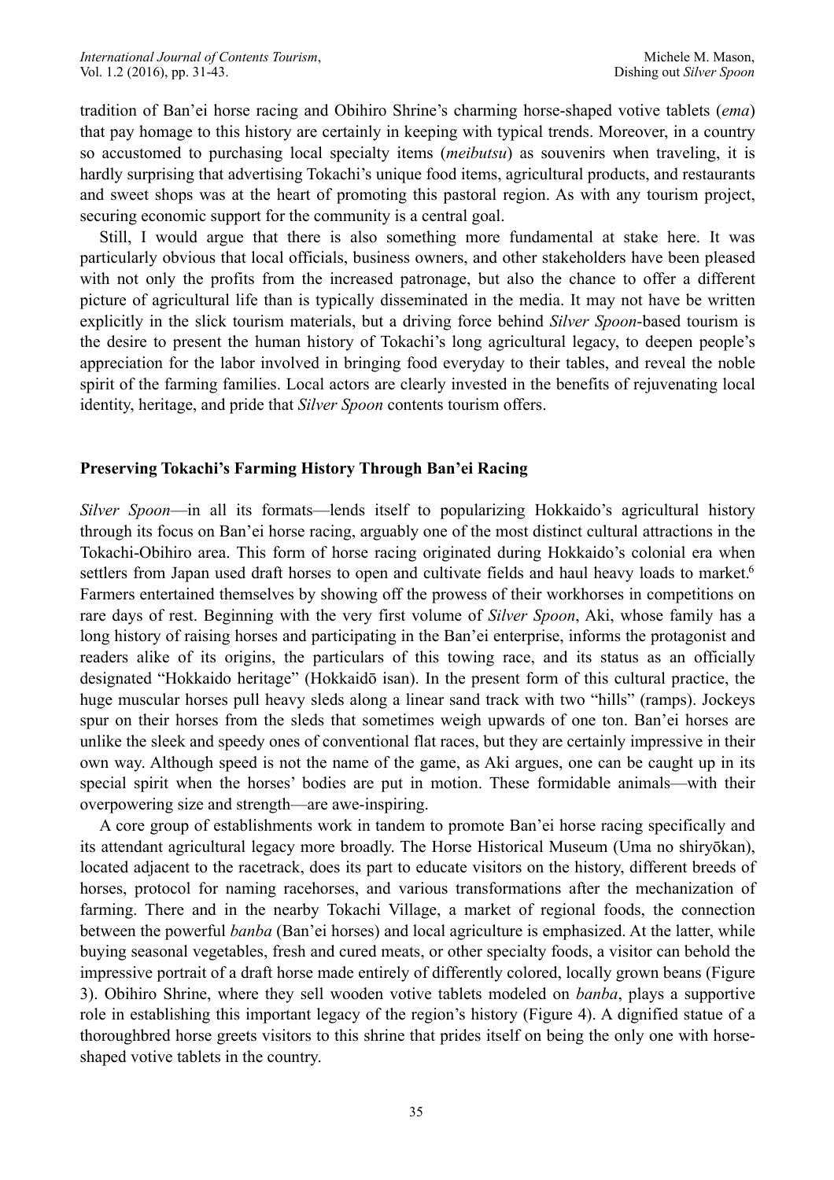tradition of Ban'ei horse racing and Obihiro Shrine's charming horse-shaped votive tablets (*ema*) that pay homage to this history are certainly in keeping with typical trends. Moreover, in a country so accustomed to purchasing local specialty items (*meibutsu*) as souvenirs when traveling, it is hardly surprising that advertising Tokachi's unique food items, agricultural products, and restaurants and sweet shops was at the heart of promoting this pastoral region. As with any tourism project, securing economic support for the community is a central goal.

Still, I would argue that there is also something more fundamental at stake here. It was particularly obvious that local officials, business owners, and other stakeholders have been pleased with not only the profits from the increased patronage, but also the chance to offer a different picture of agricultural life than is typically disseminated in the media. It may not have be written explicitly in the slick tourism materials, but a driving force behind *Silver Spoon*-based tourism is the desire to present the human history of Tokachi's long agricultural legacy, to deepen people's appreciation for the labor involved in bringing food everyday to their tables, and reveal the noble spirit of the farming families. Local actors are clearly invested in the benefits of rejuvenating local identity, heritage, and pride that *Silver Spoon* contents tourism offers.

## Preserving Tokachi's Farming History Through Ban'ei Racing

*Silver Spoon*—in all its formats—lends itself to popularizing Hokkaido's agricultural history through its focus on Ban'ei horse racing, arguably one of the most distinct cultural attractions in the Tokachi-Obihiro area. This form of horse racing originated during Hokkaido's colonial era when settlers from Japan used draft horses to open and cultivate fields and haul heavy loads to market.[6] Farmers entertained themselves by showing off the prowess of their workhorses in competitions on rare days of rest. Beginning with the very first volume of *Silver Spoon*, Aki, whose family has a long history of raising horses and participating in the Ban'ei enterprise, informs the protagonist and readers alike of its origins, the particulars of this towing race, and its status as an officially designated "Hokkaido heritage" (Hokkaidō isan). In the present form of this cultural practice, the huge muscular horses pull heavy sleds along a linear sand track with two "hills" (ramps). Jockeys spur on their horses from the sleds that sometimes weigh upwards of one ton. Ban'ei horses are unlike the sleek and speedy ones of conventional flat races, but they are certainly impressive in their own way. Although speed is not the name of the game, as Aki argues, one can be caught up in its special spirit when the horses' bodies are put in motion. These formidable animals—with their overpowering size and strength—are awe-inspiring.

A core group of establishments work in tandem to promote Ban'ei horse racing specifically and its attendant agricultural legacy more broadly. The Horse Historical Museum (Uma no shiryōkan), located adjacent to the racetrack, does its part to educate visitors on the history, different breeds of horses, protocol for naming racehorses, and various transformations after the mechanization of farming. There and in the nearby Tokachi Village, a market of regional foods, the connection between the powerful *banba* (Ban'ei horses) and local agriculture is emphasized. At the latter, while buying seasonal vegetables, fresh and cured meats, or other specialty foods, a visitor can behold the impressive portrait of a draft horse made entirely of differently colored, locally grown beans (Figure 3). Obihiro Shrine, where they sell wooden votive tablets modeled on *banba*, plays a supportive role in establishing this important legacy of the region's history (Figure 4). A dignified statue of a thoroughbred horse greets visitors to this shrine that prides itself on being the only one with horse-shaped votive tablets in the country.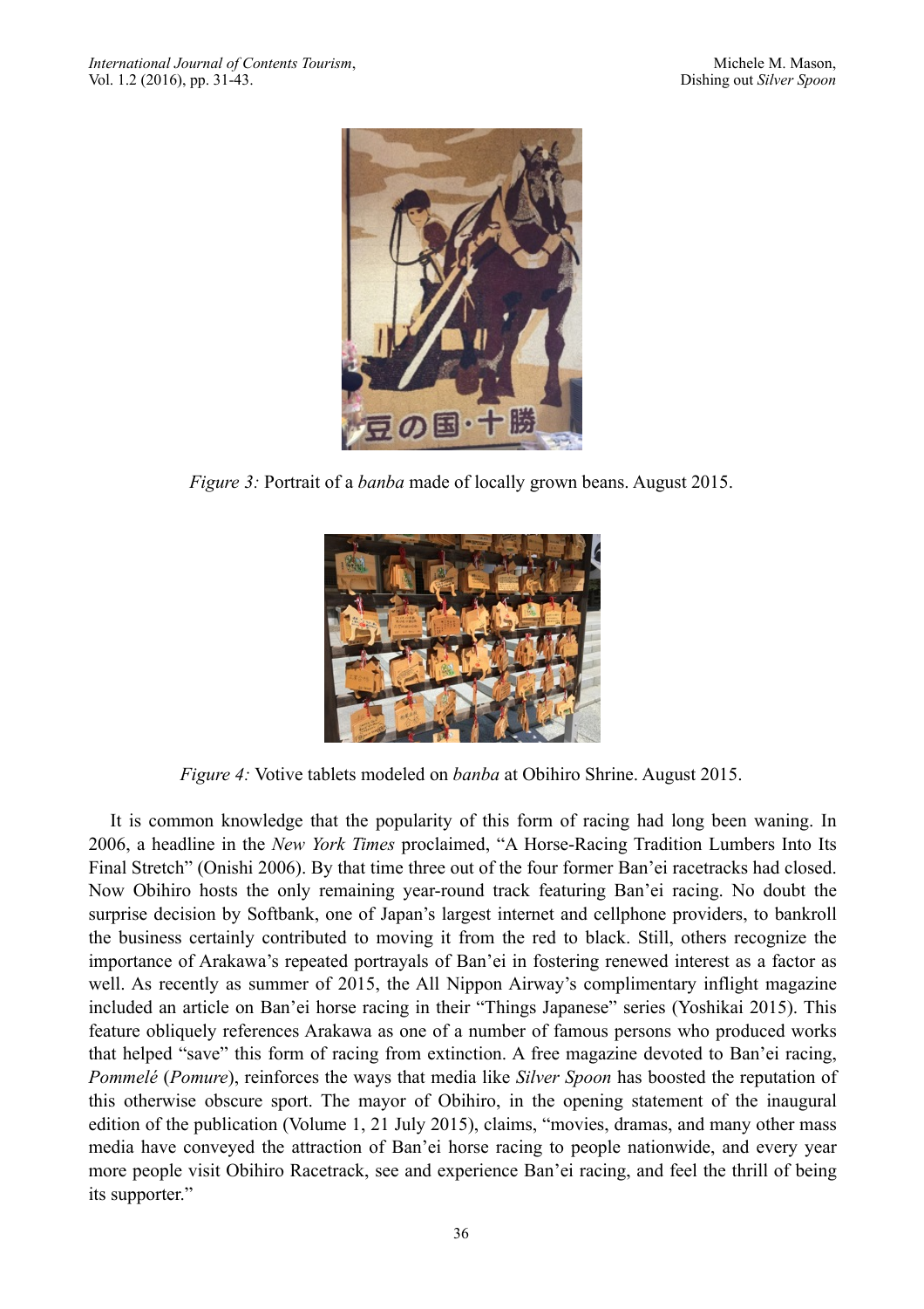*Figure 3:* Portrait of a *banba* made of locally grown beans. August 2015.

*Figure 4:* Votive tablets modeled on *banba* at Obihiro Shrine. August 2015.

It is common knowledge that the popularity of this form of racing had long been waning. In 2006, a headline in the *New York Times* proclaimed, "A Horse-Racing Tradition Lumbers Into Its Final Stretch" (Onishi 2006). By that time three out of the four former Ban'ei racetracks had closed. Now Obihiro hosts the only remaining year-round track featuring Ban'ei racing. No doubt the surprise decision by Softbank, one of Japan's largest internet and cellphone providers, to bankroll the business certainly contributed to moving it from the red to black. Still, others recognize the importance of Arakawa's repeated portrayals of Ban'ei in fostering renewed interest as a factor as well. As recently as summer of 2015, the All Nippon Airway's complimentary inflight magazine included an article on Ban'ei horse racing in their "Things Japanese" series (Yoshikai 2015). This feature obliquely references Arakawa as one of a number of famous persons who produced works that helped "save" this form of racing from extinction. A free magazine devoted to Ban'ei racing, *Pommelé* (*Pomure*), reinforces the ways that media like *Silver Spoon* has boosted the reputation of this otherwise obscure sport. The mayor of Obihiro, in the opening statement of the inaugural edition of the publication (Volume 1, 21 July 2015), claims, "movies, dramas, and many other mass media have conveyed the attraction of Ban'ei horse racing to people nationwide, and every year more people visit Obihiro Racetrack, see and experience Ban'ei racing, and feel the thrill of being its supporter."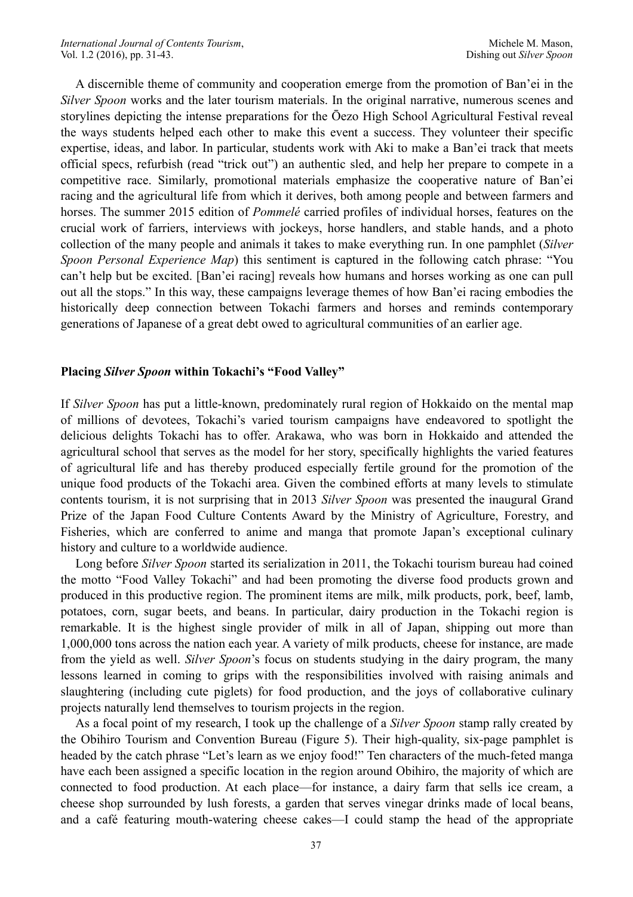A discernible theme of community and cooperation emerge from the promotion of Ban'ei in the *Silver Spoon* works and the later tourism materials. In the original narrative, numerous scenes and storylines depicting the intense preparations for the Ōezo High School Agricultural Festival reveal the ways students helped each other to make this event a success. They volunteer their specific expertise, ideas, and labor. In particular, students work with Aki to make a Ban'ei track that meets official specs, refurbish (read "trick out") an authentic sled, and help her prepare to compete in a competitive race. Similarly, promotional materials emphasize the cooperative nature of Ban'ei racing and the agricultural life from which it derives, both among people and between farmers and horses. The summer 2015 edition of *Pommelé* carried profiles of individual horses, features on the crucial work of farriers, interviews with jockeys, horse handlers, and stable hands, and a photo collection of the many people and animals it takes to make everything run. In one pamphlet (*Silver Spoon Personal Experience Map*) this sentiment is captured in the following catch phrase: "You can't help but be excited. [Ban'ei racing] reveals how humans and horses working as one can pull out all the stops." In this way, these campaigns leverage themes of how Ban'ei racing embodies the historically deep connection between Tokachi farmers and horses and reminds contemporary generations of Japanese of a great debt owed to agricultural communities of an earlier age.

## Placing *Silver Spoon* within Tokachi's "Food Valley"

If *Silver Spoon* has put a little-known, predominately rural region of Hokkaido on the mental map of millions of devotees, Tokachi's varied tourism campaigns have endeavored to spotlight the delicious delights Tokachi has to offer. Arakawa, who was born in Hokkaido and attended the agricultural school that serves as the model for her story, specifically highlights the varied features of agricultural life and has thereby produced especially fertile ground for the promotion of the unique food products of the Tokachi area. Given the combined efforts at many levels to stimulate contents tourism, it is not surprising that in 2013 *Silver Spoon* was presented the inaugural Grand Prize of the Japan Food Culture Contents Award by the Ministry of Agriculture, Forestry, and Fisheries, which are conferred to anime and manga that promote Japan's exceptional culinary history and culture to a worldwide audience.

Long before *Silver Spoon* started its serialization in 2011, the Tokachi tourism bureau had coined the motto "Food Valley Tokachi" and had been promoting the diverse food products grown and produced in this productive region. The prominent items are milk, milk products, pork, beef, lamb, potatoes, corn, sugar beets, and beans. In particular, dairy production in the Tokachi region is remarkable. It is the highest single provider of milk in all of Japan, shipping out more than 1,000,000 tons across the nation each year. A variety of milk products, cheese for instance, are made from the yield as well. *Silver Spoon*'s focus on students studying in the dairy program, the many lessons learned in coming to grips with the responsibilities involved with raising animals and slaughtering (including cute piglets) for food production, and the joys of collaborative culinary projects naturally lend themselves to tourism projects in the region.

As a focal point of my research, I took up the challenge of a *Silver Spoon* stamp rally created by the Obihiro Tourism and Convention Bureau (Figure 5). Their high-quality, six-page pamphlet is headed by the catch phrase "Let's learn as we enjoy food!" Ten characters of the much-feted manga have each been assigned a specific location in the region around Obihiro, the majority of which are connected to food production. At each place—for instance, a dairy farm that sells ice cream, a cheese shop surrounded by lush forests, a garden that serves vinegar drinks made of local beans, and a café featuring mouth-watering cheese cakes—I could stamp the head of the appropriate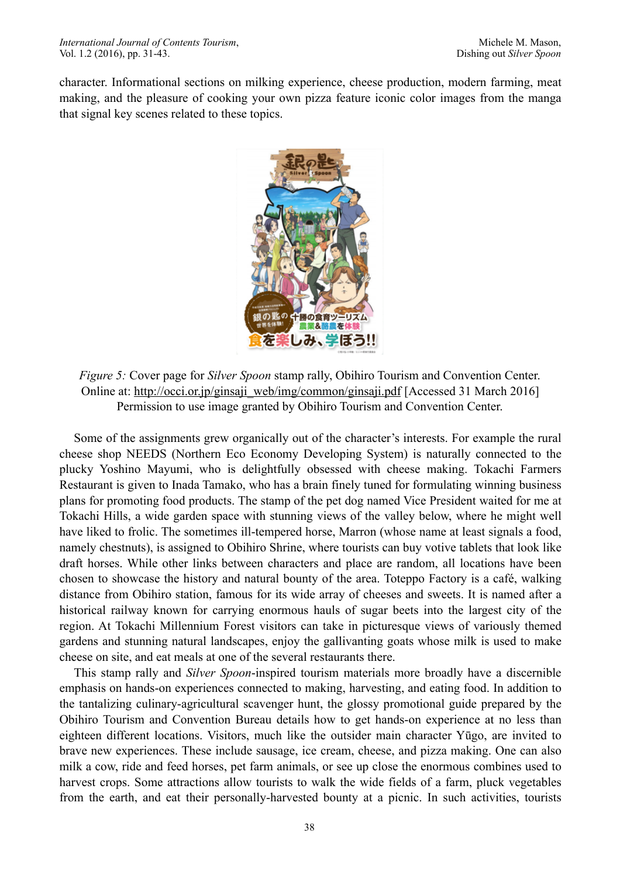character. Informational sections on milking experience, cheese production, modern farming, meat making, and the pleasure of cooking your own pizza feature iconic color images from the manga that signal key scenes related to these topics.

*Figure 5:* Cover page for *Silver Spoon* stamp rally, Obihiro Tourism and Convention Center. Online at: http://occi.or.jp/ginsaji_web/img/common/ginsaji.pdf [Accessed 31 March 2016] Permission to use image granted by Obihiro Tourism and Convention Center.

Some of the assignments grew organically out of the character's interests. For example the rural cheese shop NEEDS (Northern Eco Economy Developing System) is naturally connected to the plucky Yoshino Mayumi, who is delightfully obsessed with cheese making. Tokachi Farmers Restaurant is given to Inada Tamako, who has a brain finely tuned for formulating winning business plans for promoting food products. The stamp of the pet dog named Vice President waited for me at Tokachi Hills, a wide garden space with stunning views of the valley below, where he might well have liked to frolic. The sometimes ill-tempered horse, Marron (whose name at least signals a food, namely chestnuts), is assigned to Obihiro Shrine, where tourists can buy votive tablets that look like draft horses. While other links between characters and place are random, all locations have been chosen to showcase the history and natural bounty of the area. Toteppo Factory is a café, walking distance from Obihiro station, famous for its wide array of cheeses and sweets. It is named after a historical railway known for carrying enormous hauls of sugar beets into the largest city of the region. At Tokachi Millennium Forest visitors can take in picturesque views of variously themed gardens and stunning natural landscapes, enjoy the gallivanting goats whose milk is used to make cheese on site, and eat meals at one of the several restaurants there.

This stamp rally and *Silver Spoon*-inspired tourism materials more broadly have a discernible emphasis on hands-on experiences connected to making, harvesting, and eating food. In addition to the tantalizing culinary-agricultural scavenger hunt, the glossy promotional guide prepared by the Obihiro Tourism and Convention Bureau details how to get hands-on experience at no less than eighteen different locations. Visitors, much like the outsider main character Yūgo, are invited to brave new experiences. These include sausage, ice cream, cheese, and pizza making. One can also milk a cow, ride and feed horses, pet farm animals, or see up close the enormous combines used to harvest crops. Some attractions allow tourists to walk the wide fields of a farm, pluck vegetables from the earth, and eat their personally-harvested bounty at a picnic. In such activities, tourists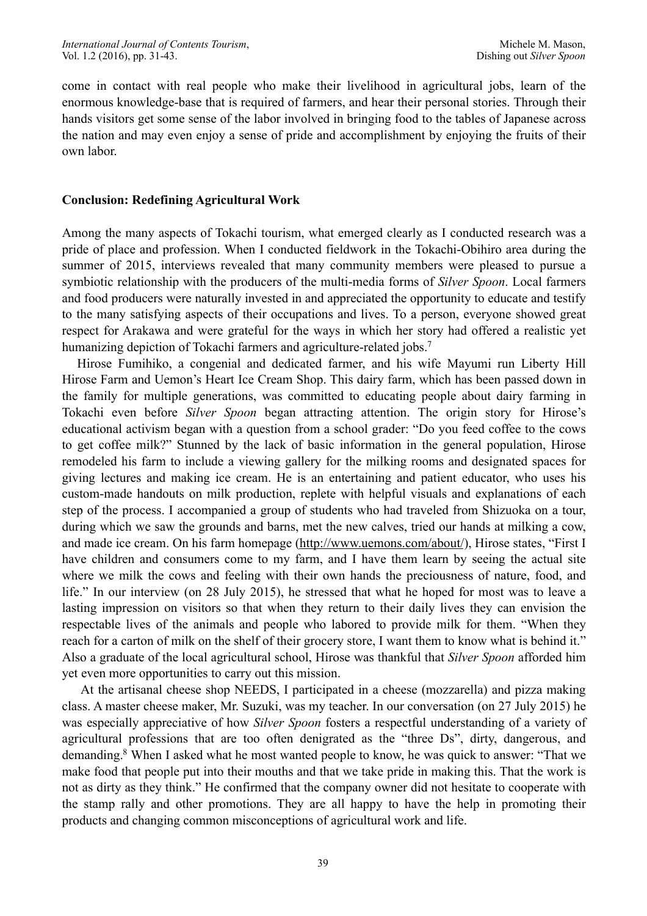come in contact with real people who make their livelihood in agricultural jobs, learn of the enormous knowledge-base that is required of farmers, and hear their personal stories. Through their hands visitors get some sense of the labor involved in bringing food to the tables of Japanese across the nation and may even enjoy a sense of pride and accomplishment by enjoying the fruits of their own labor.

## Conclusion: Redefining Agricultural Work

Among the many aspects of Tokachi tourism, what emerged clearly as I conducted research was a pride of place and profession. When I conducted fieldwork in the Tokachi-Obihiro area during the summer of 2015, interviews revealed that many community members were pleased to pursue a symbiotic relationship with the producers of the multi-media forms of *Silver Spoon*. Local farmers and food producers were naturally invested in and appreciated the opportunity to educate and testify to the many satisfying aspects of their occupations and lives. To a person, everyone showed great respect for Arakawa and were grateful for the ways in which her story had offered a realistic yet humanizing depiction of Tokachi farmers and agriculture-related jobs.[7]

Hirose Fumihiko, a congenial and dedicated farmer, and his wife Mayumi run Liberty Hill Hirose Farm and Uemon's Heart Ice Cream Shop. This dairy farm, which has been passed down in the family for multiple generations, was committed to educating people about dairy farming in Tokachi even before *Silver Spoon* began attracting attention. The origin story for Hirose's educational activism began with a question from a school grader: "Do you feed coffee to the cows to get coffee milk?" Stunned by the lack of basic information in the general population, Hirose remodeled his farm to include a viewing gallery for the milking rooms and designated spaces for giving lectures and making ice cream. He is an entertaining and patient educator, who uses his custom-made handouts on milk production, replete with helpful visuals and explanations of each step of the process. I accompanied a group of students who had traveled from Shizuoka on a tour, during which we saw the grounds and barns, met the new calves, tried our hands at milking a cow, and made ice cream. On his farm homepage (http://www.uemons.com/about/), Hirose states, "First I have children and consumers come to my farm, and I have them learn by seeing the actual site where we milk the cows and feeling with their own hands the preciousness of nature, food, and life." In our interview (on 28 July 2015), he stressed that what he hoped for most was to leave a lasting impression on visitors so that when they return to their daily lives they can envision the respectable lives of the animals and people who labored to provide milk for them. "When they reach for a carton of milk on the shelf of their grocery store, I want them to know what is behind it." Also a graduate of the local agricultural school, Hirose was thankful that *Silver Spoon* afforded him yet even more opportunities to carry out this mission.

At the artisanal cheese shop NEEDS, I participated in a cheese (mozzarella) and pizza making class. A master cheese maker, Mr. Suzuki, was my teacher. In our conversation (on 27 July 2015) he was especially appreciative of how *Silver Spoon* fosters a respectful understanding of a variety of agricultural professions that are too often denigrated as the "three Ds", dirty, dangerous, and demanding.[8] When I asked what he most wanted people to know, he was quick to answer: "That we make food that people put into their mouths and that we take pride in making this. That the work is not as dirty as they think." He confirmed that the company owner did not hesitate to cooperate with the stamp rally and other promotions. They are all happy to have the help in promoting their products and changing common misconceptions of agricultural work and life.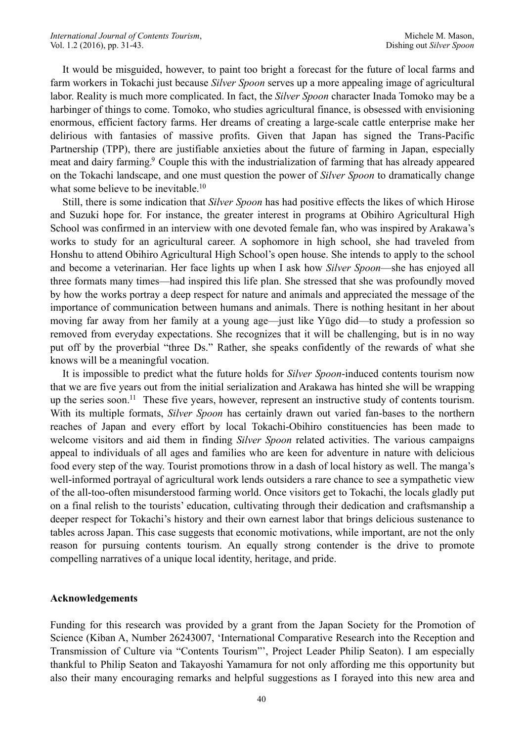It would be misguided, however, to paint too bright a forecast for the future of local farms and farm workers in Tokachi just because *Silver Spoon* serves up a more appealing image of agricultural labor. Reality is much more complicated. In fact, the *Silver Spoon* character Inada Tomoko may be a harbinger of things to come. Tomoko, who studies agricultural finance, is obsessed with envisioning enormous, efficient factory farms. Her dreams of creating a large-scale cattle enterprise make her delirious with fantasies of massive profits. Given that Japan has signed the Trans-Pacific Partnership (TPP), there are justifiable anxieties about the future of farming in Japan, especially meat and dairy farming.[9] Couple this with the industrialization of farming that has already appeared on the Tokachi landscape, and one must question the power of *Silver Spoon* to dramatically change what some believe to be inevitable.[10]

Still, there is some indication that *Silver Spoon* has had positive effects the likes of which Hirose and Suzuki hope for. For instance, the greater interest in programs at Obihiro Agricultural High School was confirmed in an interview with one devoted female fan, who was inspired by Arakawa's works to study for an agricultural career. A sophomore in high school, she had traveled from Honshu to attend Obihiro Agricultural High School's open house. She intends to apply to the school and become a veterinarian. Her face lights up when I ask how *Silver Spoon*—she has enjoyed all three formats many times—had inspired this life plan. She stressed that she was profoundly moved by how the works portray a deep respect for nature and animals and appreciated the message of the importance of communication between humans and animals. There is nothing hesitant in her about moving far away from her family at a young age—just like Yūgo did—to study a profession so removed from everyday expectations. She recognizes that it will be challenging, but is in no way put off by the proverbial "three Ds." Rather, she speaks confidently of the rewards of what she knows will be a meaningful vocation.

It is impossible to predict what the future holds for *Silver Spoon*-induced contents tourism now that we are five years out from the initial serialization and Arakawa has hinted she will be wrapping up the series soon.[11] These five years, however, represent an instructive study of contents tourism. With its multiple formats, *Silver Spoon* has certainly drawn out varied fan-bases to the northern reaches of Japan and every effort by local Tokachi-Obihiro constituencies has been made to welcome visitors and aid them in finding *Silver Spoon* related activities. The various campaigns appeal to individuals of all ages and families who are keen for adventure in nature with delicious food every step of the way. Tourist promotions throw in a dash of local history as well. The manga's well-informed portrayal of agricultural work lends outsiders a rare chance to see a sympathetic view of the all-too-often misunderstood farming world. Once visitors get to Tokachi, the locals gladly put on a final relish to the tourists' education, cultivating through their dedication and craftsmanship a deeper respect for Tokachi's history and their own earnest labor that brings delicious sustenance to tables across Japan. This case suggests that economic motivations, while important, are not the only reason for pursuing contents tourism. An equally strong contender is the drive to promote compelling narratives of a unique local identity, heritage, and pride.

## Acknowledgements

Funding for this research was provided by a grant from the Japan Society for the Promotion of Science (Kiban A, Number 26243007, 'International Comparative Research into the Reception and Transmission of Culture via "Contents Tourism"', Project Leader Philip Seaton). I am especially thankful to Philip Seaton and Takayoshi Yamamura for not only affording me this opportunity but also their many encouraging remarks and helpful suggestions as I forayed into this new area and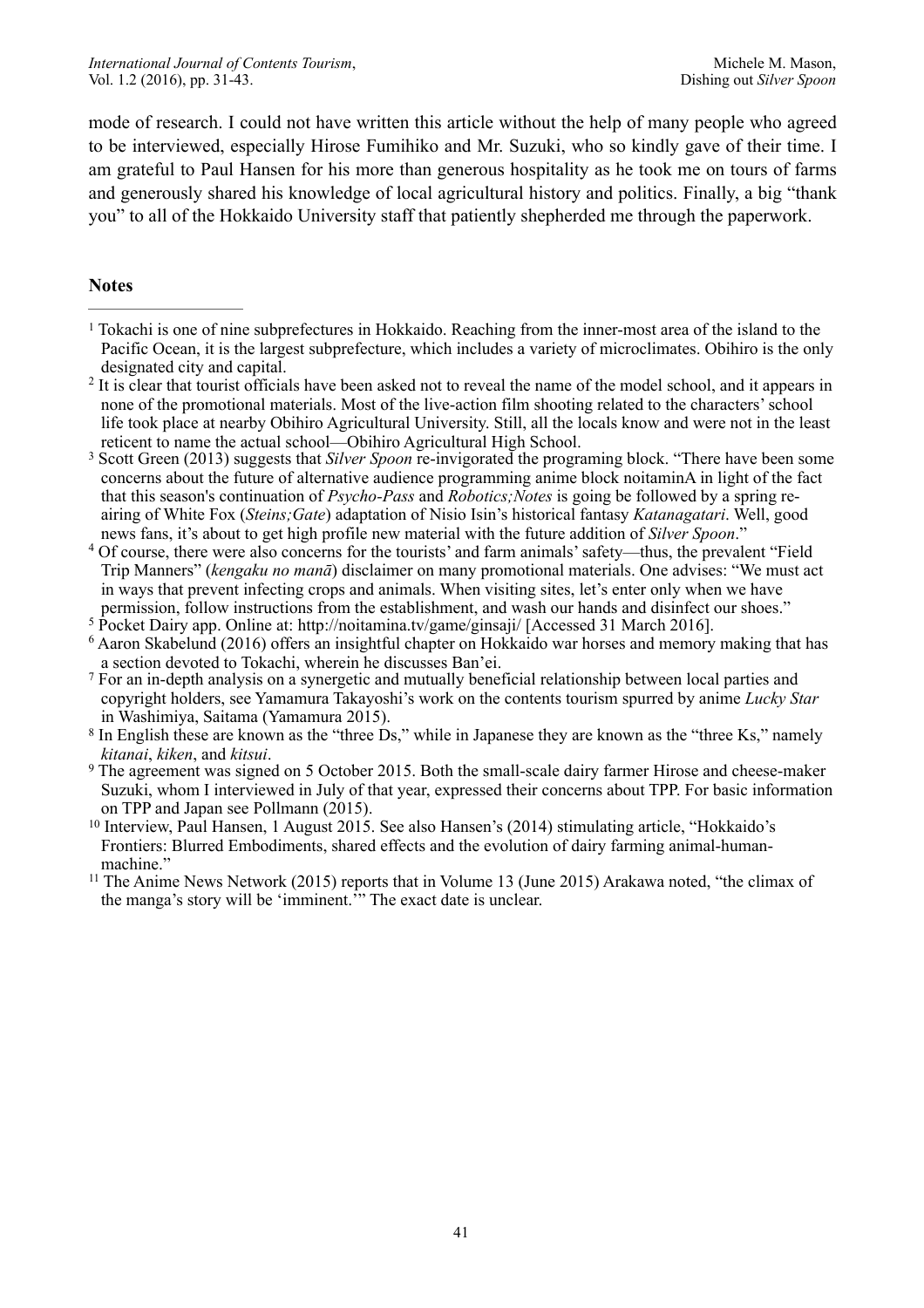mode of research. I could not have written this article without the help of many people who agreed to be interviewed, especially Hirose Fumihiko and Mr. Suzuki, who so kindly gave of their time. I am grateful to Paul Hansen for his more than generous hospitality as he took me on tours of farms and generously shared his knowledge of local agricultural history and politics. Finally, a big "thank you" to all of the Hokkaido University staff that patiently shepherded me through the paperwork.

## Notes

[1] Tokachi is one of nine subprefectures in Hokkaido. Reaching from the inner-most area of the island to the Pacific Ocean, it is the largest subprefecture, which includes a variety of microclimates. Obihiro is the only designated city and capital.

[2] It is clear that tourist officials have been asked not to reveal the name of the model school, and it appears in none of the promotional materials. Most of the live-action film shooting related to the characters' school life took place at nearby Obihiro Agricultural University. Still, all the locals know and were not in the least reticent to name the actual school—Obihiro Agricultural High School.

[3] Scott Green (2013) suggests that *Silver Spoon* re-invigorated the programing block. "There have been some concerns about the future of alternative audience programming anime block noitaminA in light of the fact that this season's continuation of *Psycho-Pass* and *Robotics;Notes* is going be followed by a spring re-airing of White Fox (*Steins;Gate*) adaptation of Nisio Isin's historical fantasy *Katanagatari*. Well, good news fans, it's about to get high profile new material with the future addition of *Silver Spoon*."

[4] Of course, there were also concerns for the tourists' and farm animals' safety—thus, the prevalent "Field Trip Manners" (*kengaku no manā*) disclaimer on many promotional materials. One advises: "We must act in ways that prevent infecting crops and animals. When visiting sites, let's enter only when we have permission, follow instructions from the establishment, and wash our hands and disinfect our shoes."

[5] Pocket Dairy app. Online at: http://noitamina.tv/game/ginsaji/ [Accessed 31 March 2016].

[6] Aaron Skabelund (2016) offers an insightful chapter on Hokkaido war horses and memory making that has a section devoted to Tokachi, wherein he discusses Ban'ei.

[7] For an in-depth analysis on a synergetic and mutually beneficial relationship between local parties and copyright holders, see Yamamura Takayoshi's work on the contents tourism spurred by anime *Lucky Star* in Washimiya, Saitama (Yamamura 2015).

[8] In English these are known as the "three Ds," while in Japanese they are known as the "three Ks," namely *kitanai*, *kiken*, and *kitsui*.

[9] The agreement was signed on 5 October 2015. Both the small-scale dairy farmer Hirose and cheese-maker Suzuki, whom I interviewed in July of that year, expressed their concerns about TPP. For basic information on TPP and Japan see Pollmann (2015).

[10] Interview, Paul Hansen, 1 August 2015. See also Hansen's (2014) stimulating article, "Hokkaido's Frontiers: Blurred Embodiments, shared effects and the evolution of dairy farming animal-human-machine."

[11] The Anime News Network (2015) reports that in Volume 13 (June 2015) Arakawa noted, "the climax of the manga's story will be 'imminent.'" The exact date is unclear.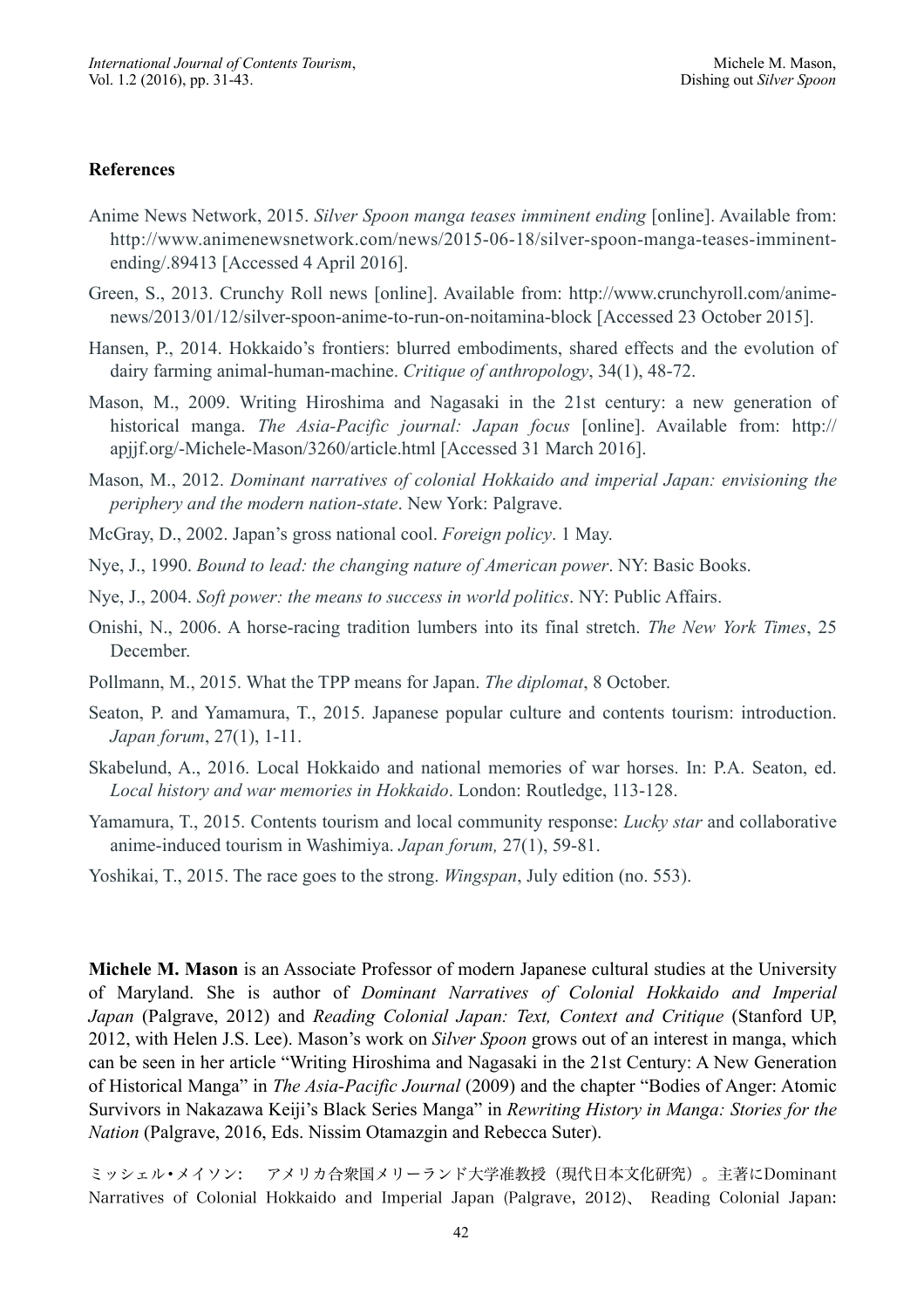## References

Anime News Network, 2015. *Silver Spoon manga teases imminent ending* [online]. Available from: http://www.animenewsnetwork.com/news/2015-06-18/silver-spoon-manga-teases-imminent-ending/.89413 [Accessed 4 April 2016].

Green, S., 2013. Crunchy Roll news [online]. Available from: http://www.crunchyroll.com/anime-news/2013/01/12/silver-spoon-anime-to-run-on-noitamina-block [Accessed 23 October 2015].

Hansen, P., 2014. Hokkaido's frontiers: blurred embodiments, shared effects and the evolution of dairy farming animal-human-machine. *Critique of anthropology*, 34(1), 48-72.

Mason, M., 2009. Writing Hiroshima and Nagasaki in the 21st century: a new generation of historical manga. *The Asia-Pacific journal: Japan focus* [online]. Available from: http://apjjf.org/-Michele-Mason/3260/article.html [Accessed 31 March 2016].

Mason, M., 2012. *Dominant narratives of colonial Hokkaido and imperial Japan: envisioning the periphery and the modern nation-state*. New York: Palgrave.

McGray, D., 2002. Japan's gross national cool. *Foreign policy*. 1 May.

Nye, J., 1990. *Bound to lead: the changing nature of American power*. NY: Basic Books.

Nye, J., 2004. *Soft power: the means to success in world politics*. NY: Public Affairs.

Onishi, N., 2006. A horse-racing tradition lumbers into its final stretch. *The New York Times*, 25 December.

Pollmann, M., 2015. What the TPP means for Japan. *The diplomat*, 8 October.

Seaton, P. and Yamamura, T., 2015. Japanese popular culture and contents tourism: introduction. *Japan forum*, 27(1), 1-11.

Skabelund, A., 2016. Local Hokkaido and national memories of war horses. In: P.A. Seaton, ed. *Local history and war memories in Hokkaido*. London: Routledge, 113-128.

Yamamura, T., 2015. Contents tourism and local community response: *Lucky star* and collaborative anime-induced tourism in Washimiya. *Japan forum,* 27(1), 59-81.

Yoshikai, T., 2015. The race goes to the strong. *Wingspan*, July edition (no. 553).

**Michele M. Mason** is an Associate Professor of modern Japanese cultural studies at the University of Maryland. She is author of *Dominant Narratives of Colonial Hokkaido and Imperial Japan* (Palgrave, 2012) and *Reading Colonial Japan: Text, Context and Critique* (Stanford UP, 2012, with Helen J.S. Lee). Mason's work on *Silver Spoon* grows out of an interest in manga, which can be seen in her article "Writing Hiroshima and Nagasaki in the 21st Century: A New Generation of Historical Manga" in *The Asia-Pacific Journal* (2009) and the chapter "Bodies of Anger: Atomic Survivors in Nakazawa Keiji's Black Series Manga" in *Rewriting History in Manga: Stories for the Nation* (Palgrave, 2016, Eds. Nissim Otamazgin and Rebecca Suter).

ミッシェル・メイソン：　アメリカ合衆国メリーランド大学准教授（現代日本文化研究）。主著にDominant Narratives of Colonial Hokkaido and Imperial Japan (Palgrave, 2012)、 Reading Colonial Japan: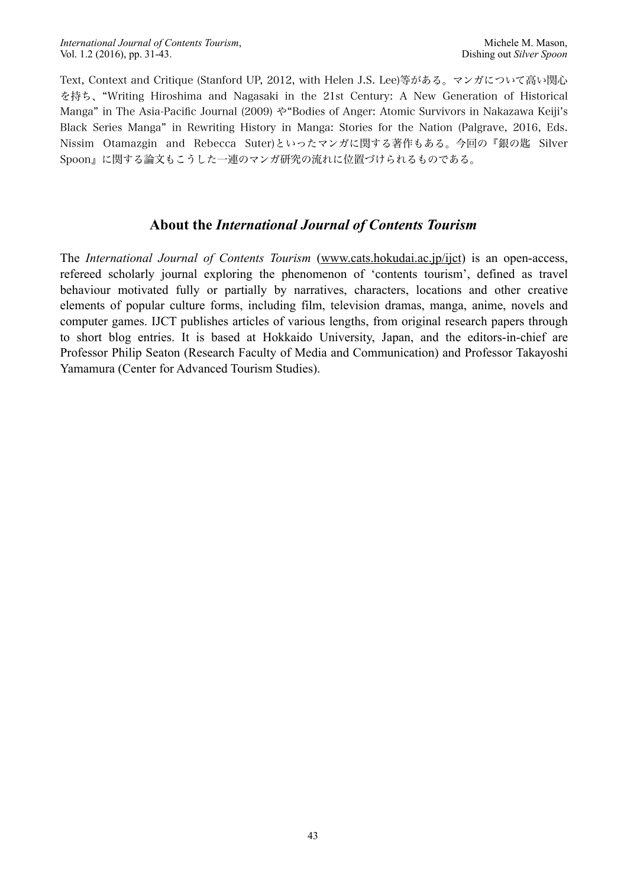Text, Context and Critique (Stanford UP, 2012, with Helen J.S. Lee)等がある。マンガについて高い関心を持ち、"Writing Hiroshima and Nagasaki in the 21st Century: A New Generation of Historical Manga" in The Asia-Pacific Journal (2009) や"Bodies of Anger: Atomic Survivors in Nakazawa Keiji's Black Series Manga" in Rewriting History in Manga: Stories for the Nation (Palgrave, 2016, Eds. Nissim Otamazgin and Rebecca Suter)といったマンガに関する著作もある。今回の『銀の匙 Silver Spoon』に関する論文もこうした一連のマンガ研究の流れに位置づけられるものである。

## About the *International Journal of Contents Tourism*

The *International Journal of Contents Tourism* (www.cats.hokudai.ac.jp/ijct) is an open-access, refereed scholarly journal exploring the phenomenon of 'contents tourism', defined as travel behaviour motivated fully or partially by narratives, characters, locations and other creative elements of popular culture forms, including film, television dramas, manga, anime, novels and computer games. IJCT publishes articles of various lengths, from original research papers through to short blog entries. It is based at Hokkaido University, Japan, and the editors-in-chief are Professor Philip Seaton (Research Faculty of Media and Communication) and Professor Takayoshi Yamamura (Center for Advanced Tourism Studies).